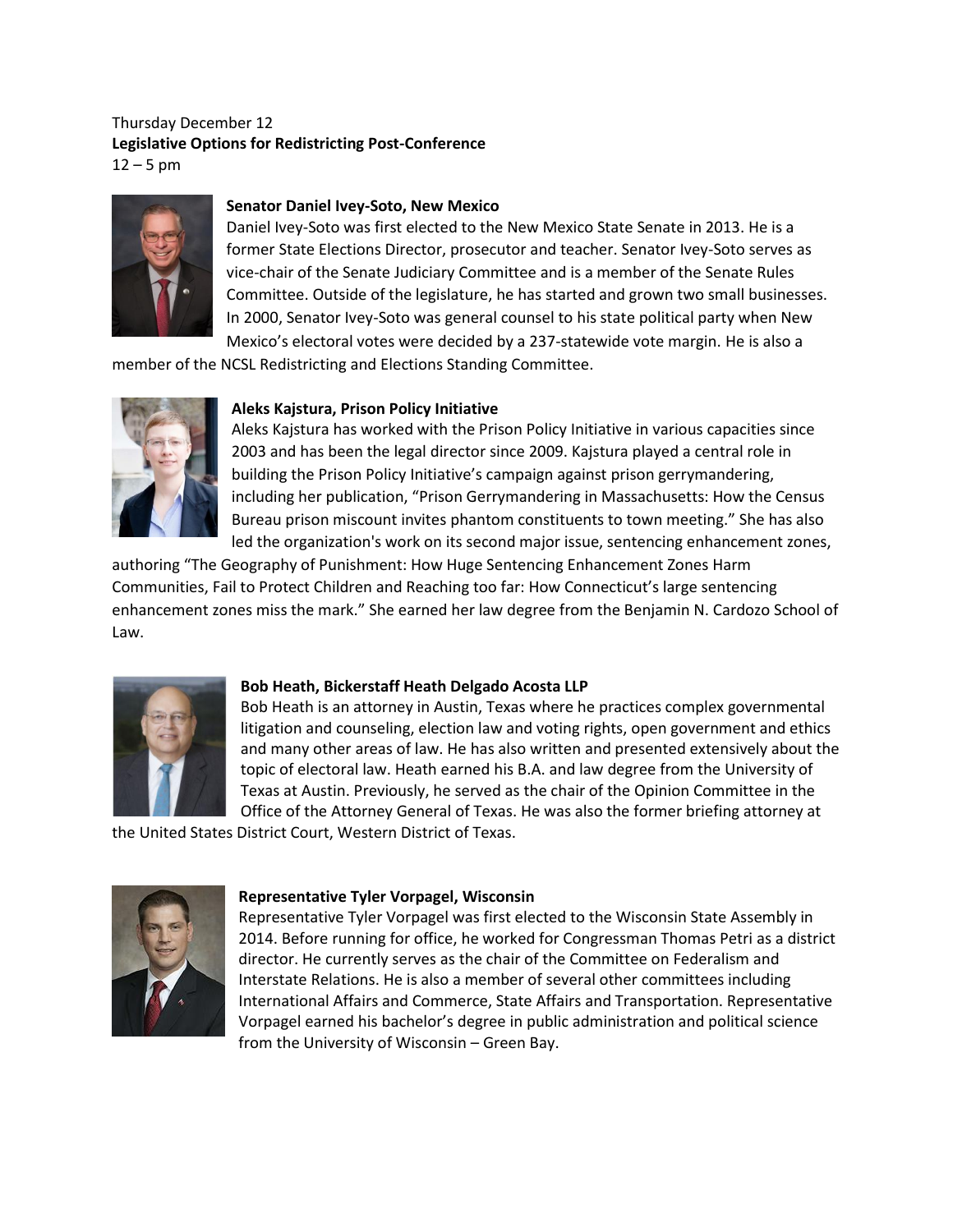Thursday December 12

**Legislative Options for Redistricting Post-Conference**

12 – 5 pm

**Senator Daniel Ivey-Soto, New Mexico**

Daniel Ivey-Soto was first elected to the New Mexico State Senate in 2013. He is a former State Elections Director, prosecutor and teacher. Senator Ivey-Soto serves as vice-chair of the Senate Judiciary Committee and is a member of the Senate Rules Committee. Outside of the legislature, he has started and grown two small businesses. In 2000, Senator Ivey-Soto was general counsel to his state political party when New Mexico's electoral votes were decided by a 237-statewide vote margin. He is also a member of the NCSL Redistricting and Elections Standing Committee.

**Aleks Kajstura, Prison Policy Initiative**

Aleks Kajstura has worked with the Prison Policy Initiative in various capacities since 2003 and has been the legal director since 2009. Kajstura played a central role in building the Prison Policy Initiative's campaign against prison gerrymandering, including her publication, "Prison Gerrymandering in Massachusetts: How the Census Bureau prison miscount invites phantom constituents to town meeting." She has also led the organization's work on its second major issue, sentencing enhancement zones, authoring "The Geography of Punishment: How Huge Sentencing Enhancement Zones Harm Communities, Fail to Protect Children and Reaching too far: How Connecticut's large sentencing enhancement zones miss the mark." She earned her law degree from the Benjamin N. Cardozo School of Law.

**Bob Heath, Bickerstaff Heath Delgado Acosta LLP**

Bob Heath is an attorney in Austin, Texas where he practices complex governmental litigation and counseling, election law and voting rights, open government and ethics and many other areas of law. He has also written and presented extensively about the topic of electoral law. Heath earned his B.A. and law degree from the University of Texas at Austin. Previously, he served as the chair of the Opinion Committee in the Office of the Attorney General of Texas. He was also the former briefing attorney at the United States District Court, Western District of Texas.

**Representative Tyler Vorpagel, Wisconsin**

Representative Tyler Vorpagel was first elected to the Wisconsin State Assembly in 2014. Before running for office, he worked for Congressman Thomas Petri as a district director. He currently serves as the chair of the Committee on Federalism and Interstate Relations. He is also a member of several other committees including International Affairs and Commerce, State Affairs and Transportation. Representative Vorpagel earned his bachelor's degree in public administration and political science from the University of Wisconsin – Green Bay.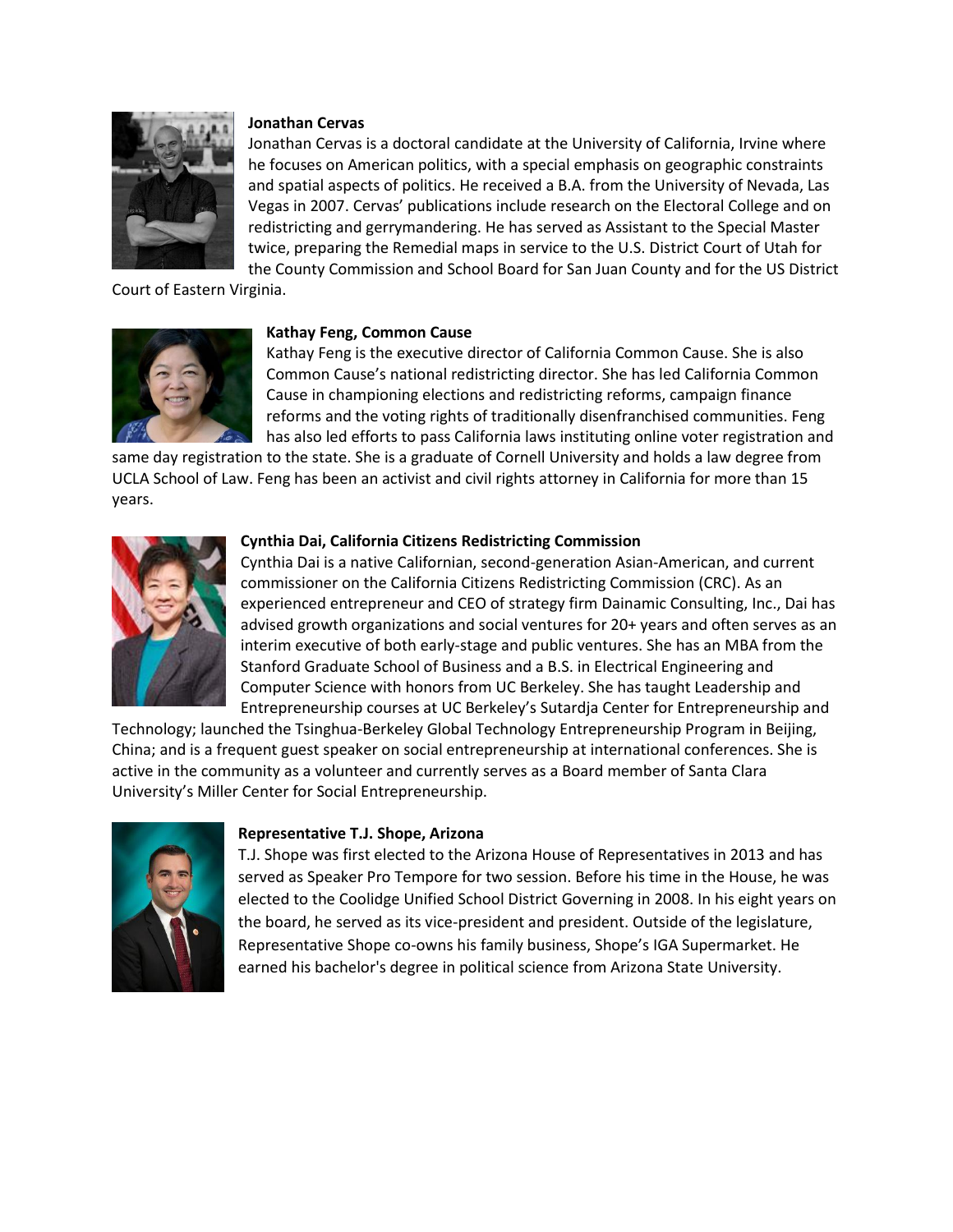**Jonathan Cervas**

Jonathan Cervas is a doctoral candidate at the University of California, Irvine where he focuses on American politics, with a special emphasis on geographic constraints and spatial aspects of politics. He received a B.A. from the University of Nevada, Las Vegas in 2007. Cervas' publications include research on the Electoral College and on redistricting and gerrymandering. He has served as Assistant to the Special Master twice, preparing the Remedial maps in service to the U.S. District Court of Utah for the County Commission and School Board for San Juan County and for the US District Court of Eastern Virginia.

**Kathay Feng, Common Cause**

Kathay Feng is the executive director of California Common Cause. She is also Common Cause's national redistricting director. She has led California Common Cause in championing elections and redistricting reforms, campaign finance reforms and the voting rights of traditionally disenfranchised communities. Feng has also led efforts to pass California laws instituting online voter registration and same day registration to the state. She is a graduate of Cornell University and holds a law degree from UCLA School of Law. Feng has been an activist and civil rights attorney in California for more than 15 years.

**Cynthia Dai, California Citizens Redistricting Commission**

Cynthia Dai is a native Californian, second-generation Asian-American, and current commissioner on the California Citizens Redistricting Commission (CRC). As an experienced entrepreneur and CEO of strategy firm Dainamic Consulting, Inc., Dai has advised growth organizations and social ventures for 20+ years and often serves as an interim executive of both early-stage and public ventures. She has an MBA from the Stanford Graduate School of Business and a B.S. in Electrical Engineering and Computer Science with honors from UC Berkeley. She has taught Leadership and Entrepreneurship courses at UC Berkeley's Sutardja Center for Entrepreneurship and Technology; launched the Tsinghua-Berkeley Global Technology Entrepreneurship Program in Beijing, China; and is a frequent guest speaker on social entrepreneurship at international conferences. She is active in the community as a volunteer and currently serves as a Board member of Santa Clara University's Miller Center for Social Entrepreneurship.

**Representative T.J. Shope, Arizona**

T.J. Shope was first elected to the Arizona House of Representatives in 2013 and has served as Speaker Pro Tempore for two session. Before his time in the House, he was elected to the Coolidge Unified School District Governing in 2008. In his eight years on the board, he served as its vice-president and president. Outside of the legislature, Representative Shope co-owns his family business, Shope's IGA Supermarket. He earned his bachelor's degree in political science from Arizona State University.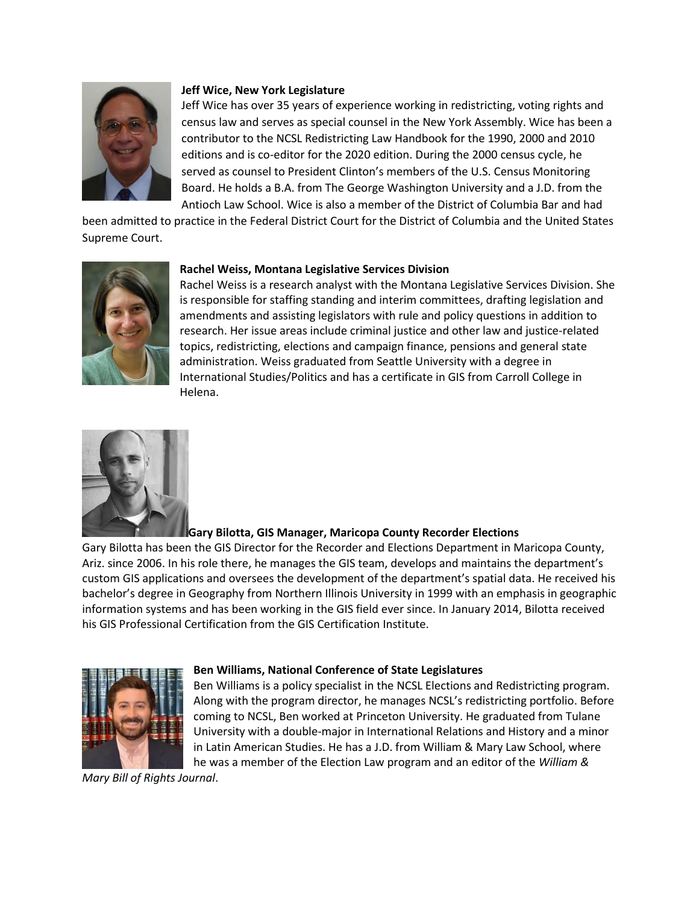**Jeff Wice, New York Legislature**

Jeff Wice has over 35 years of experience working in redistricting, voting rights and census law and serves as special counsel in the New York Assembly. Wice has been a contributor to the NCSL Redistricting Law Handbook for the 1990, 2000 and 2010 editions and is co-editor for the 2020 edition. During the 2000 census cycle, he served as counsel to President Clinton's members of the U.S. Census Monitoring Board. He holds a B.A. from The George Washington University and a J.D. from the Antioch Law School. Wice is also a member of the District of Columbia Bar and had been admitted to practice in the Federal District Court for the District of Columbia and the United States Supreme Court.

**Rachel Weiss, Montana Legislative Services Division**

Rachel Weiss is a research analyst with the Montana Legislative Services Division. She is responsible for staffing standing and interim committees, drafting legislation and amendments and assisting legislators with rule and policy questions in addition to research. Her issue areas include criminal justice and other law and justice-related topics, redistricting, elections and campaign finance, pensions and general state administration. Weiss graduated from Seattle University with a degree in International Studies/Politics and has a certificate in GIS from Carroll College in Helena.

**Gary Bilotta, GIS Manager, Maricopa County Recorder Elections**

Gary Bilotta has been the GIS Director for the Recorder and Elections Department in Maricopa County, Ariz. since 2006. In his role there, he manages the GIS team, develops and maintains the department's custom GIS applications and oversees the development of the department's spatial data. He received his bachelor's degree in Geography from Northern Illinois University in 1999 with an emphasis in geographic information systems and has been working in the GIS field ever since. In January 2014, Bilotta received his GIS Professional Certification from the GIS Certification Institute.

**Ben Williams, National Conference of State Legislatures**

Ben Williams is a policy specialist in the NCSL Elections and Redistricting program. Along with the program director, he manages NCSL's redistricting portfolio. Before coming to NCSL, Ben worked at Princeton University. He graduated from Tulane University with a double-major in International Relations and History and a minor in Latin American Studies. He has a J.D. from William & Mary Law School, where he was a member of the Election Law program and an editor of the *William & Mary Bill of Rights Journal*.